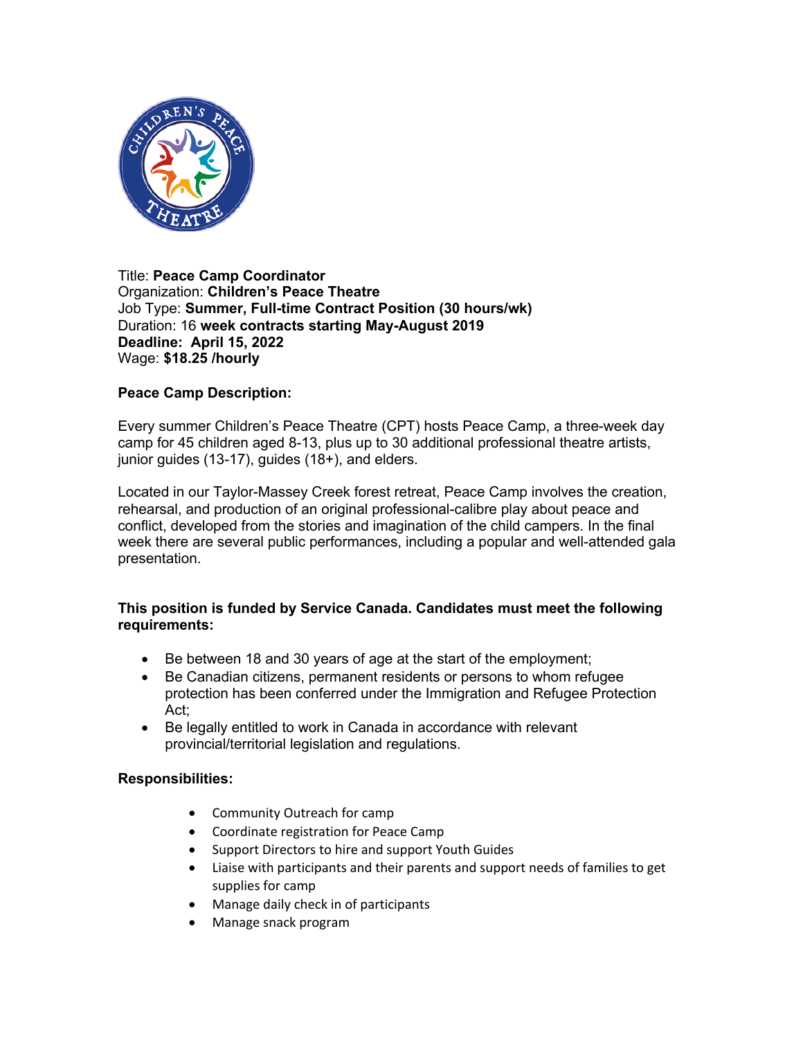Title: **Peace Camp Coordinator**
Organization: **Children's Peace Theatre**
Job Type: **Summer, Full-time Contract Position (30 hours/wk)**
Duration: 16 **week contracts starting May-August 2019**
**Deadline: April 15, 2022**
Wage: **$18.25 /hourly**

**Peace Camp Description:**

Every summer Children's Peace Theatre (CPT) hosts Peace Camp, a three-week day camp for 45 children aged 8-13, plus up to 30 additional professional theatre artists, junior guides (13-17), guides (18+), and elders.

Located in our Taylor-Massey Creek forest retreat, Peace Camp involves the creation, rehearsal, and production of an original professional-calibre play about peace and conflict, developed from the stories and imagination of the child campers. In the final week there are several public performances, including a popular and well-attended gala presentation.

**This position is funded by Service Canada. Candidates must meet the following requirements:**

- Be between 18 and 30 years of age at the start of the employment;
- Be Canadian citizens, permanent residents or persons to whom refugee protection has been conferred under the Immigration and Refugee Protection Act;
- Be legally entitled to work in Canada in accordance with relevant provincial/territorial legislation and regulations.

**Responsibilities:**

- Community Outreach for camp
- Coordinate registration for Peace Camp
- Support Directors to hire and support Youth Guides
- Liaise with participants and their parents and support needs of families to get supplies for camp
- Manage daily check in of participants
- Manage snack program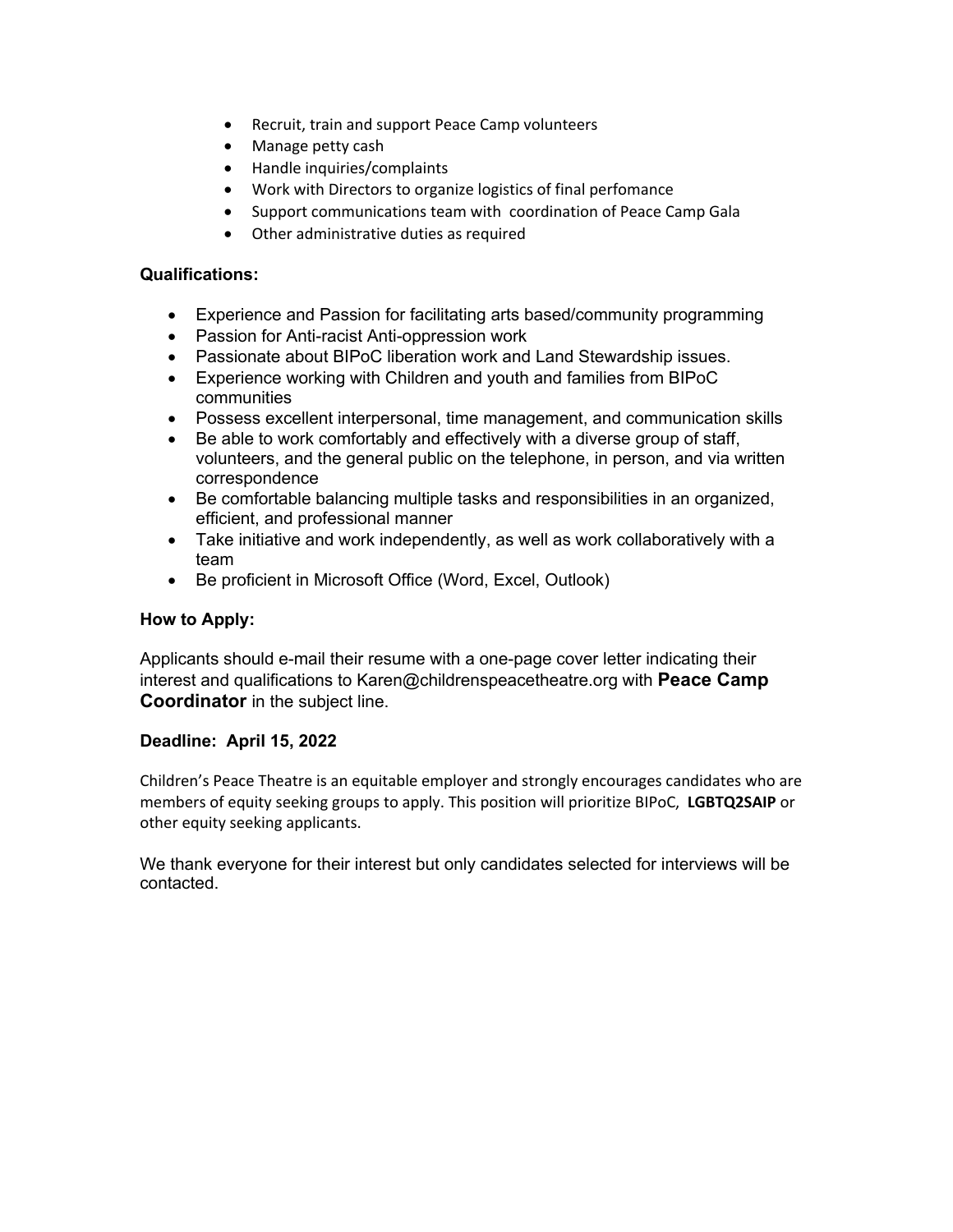- Recruit, train and support Peace Camp volunteers
- Manage petty cash
- Handle inquiries/complaints
- Work with Directors to organize logistics of final perfomance
- Support communications team with coordination of Peace Camp Gala
- Other administrative duties as required

**Qualifications:**

- Experience and Passion for facilitating arts based/community programming
- Passion for Anti-racist Anti-oppression work
- Passionate about BIPoC liberation work and Land Stewardship issues.
- Experience working with Children and youth and families from BIPoC communities
- Possess excellent interpersonal, time management, and communication skills
- Be able to work comfortably and effectively with a diverse group of staff, volunteers, and the general public on the telephone, in person, and via written correspondence
- Be comfortable balancing multiple tasks and responsibilities in an organized, efficient, and professional manner
- Take initiative and work independently, as well as work collaboratively with a team
- Be proficient in Microsoft Office (Word, Excel, Outlook)

**How to Apply:**

Applicants should e-mail their resume with a one-page cover letter indicating their interest and qualifications to Karen@childrenspeacetheatre.org with **Peace Camp Coordinator** in the subject line.

**Deadline: April 15, 2022**

Children's Peace Theatre is an equitable employer and strongly encourages candidates who are members of equity seeking groups to apply. This position will prioritize BIPoC, **LGBTQ2SAIP** or other equity seeking applicants.

We thank everyone for their interest but only candidates selected for interviews will be contacted.